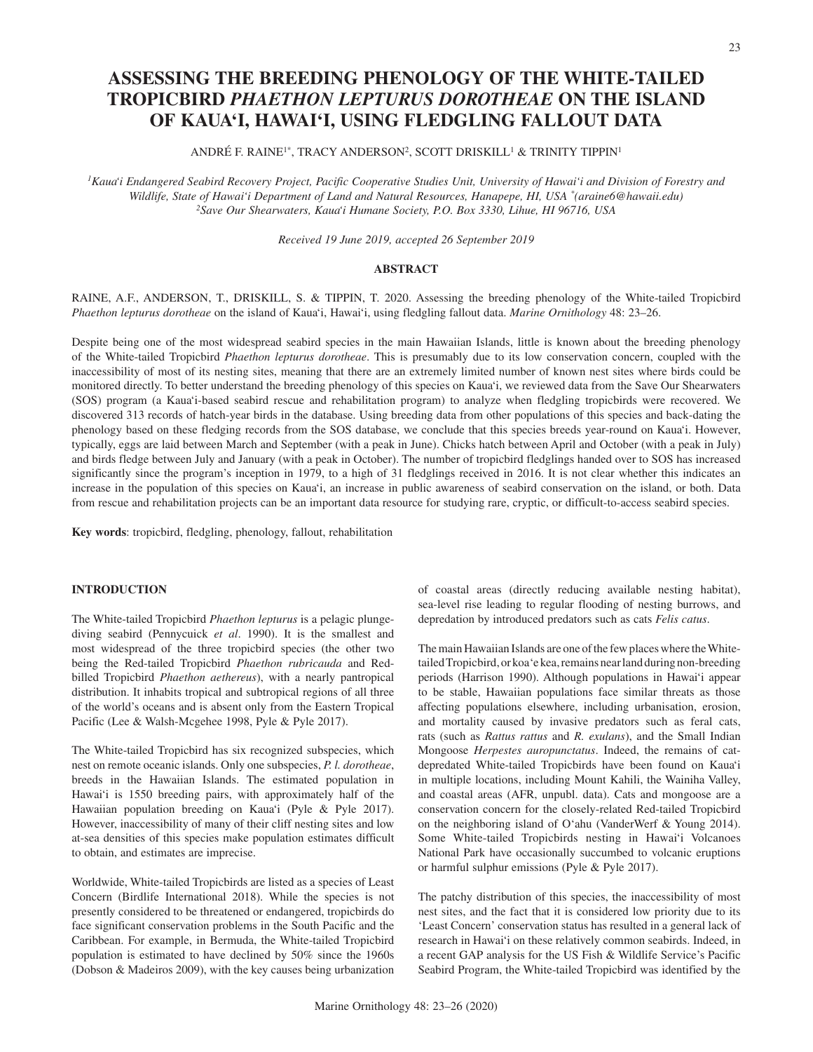# ASSESSING THE BREEDING PHENOLOGY OF THE WHITE-TAILED TROPICBIRD *PHAETHON LEPTURUS DOROTHEAE* ON THE ISLAND OF KAUA'I, HAWAI'I, USING FLEDGLING FALLOUT DATA

ANDRÉ F. RAINE[1*], TRACY ANDERSON[2], SCOTT DRISKILL[1] & TRINITY TIPPIN[1]

[1]*Kaua'i Endangered Seabird Recovery Project, Pacific Cooperative Studies Unit, University of Hawai'i and Division of Forestry and Wildlife, State of Hawai'i Department of Land and Natural Resources, Hanapepe, HI, USA [*](araine6@hawaii.edu)*
[2]*Save Our Shearwaters, Kaua'i Humane Society, P.O. Box 3330, Lihue, HI 96716, USA*

*Received 19 June 2019, accepted 26 September 2019*

## ABSTRACT

RAINE, A.F., ANDERSON, T., DRISKILL, S. & TIPPIN, T. 2020. Assessing the breeding phenology of the White-tailed Tropicbird *Phaethon lepturus dorotheae* on the island of Kaua'i, Hawai'i, using fledgling fallout data. *Marine Ornithology* 48: 23–26.

Despite being one of the most widespread seabird species in the main Hawaiian Islands, little is known about the breeding phenology of the White-tailed Tropicbird *Phaethon lepturus dorotheae*. This is presumably due to its low conservation concern, coupled with the inaccessibility of most of its nesting sites, meaning that there are an extremely limited number of known nest sites where birds could be monitored directly. To better understand the breeding phenology of this species on Kaua'i, we reviewed data from the Save Our Shearwaters (SOS) program (a Kaua'i-based seabird rescue and rehabilitation program) to analyze when fledgling tropicbirds were recovered. We discovered 313 records of hatch-year birds in the database. Using breeding data from other populations of this species and back-dating the phenology based on these fledging records from the SOS database, we conclude that this species breeds year-round on Kaua'i. However, typically, eggs are laid between March and September (with a peak in June). Chicks hatch between April and October (with a peak in July) and birds fledge between July and January (with a peak in October). The number of tropicbird fledglings handed over to SOS has increased significantly since the program's inception in 1979, to a high of 31 fledglings received in 2016. It is not clear whether this indicates an increase in the population of this species on Kaua'i, an increase in public awareness of seabird conservation on the island, or both. Data from rescue and rehabilitation projects can be an important data resource for studying rare, cryptic, or difficult-to-access seabird species.

**Key words**: tropicbird, fledgling, phenology, fallout, rehabilitation

## INTRODUCTION

The White-tailed Tropicbird *Phaethon lepturus* is a pelagic plunge-diving seabird (Pennycuick *et al*. 1990). It is the smallest and most widespread of the three tropicbird species (the other two being the Red-tailed Tropicbird *Phaethon rubricauda* and Red-billed Tropicbird *Phaethon aethereus*), with a nearly pantropical distribution. It inhabits tropical and subtropical regions of all three of the world's oceans and is absent only from the Eastern Tropical Pacific (Lee & Walsh-Mcgehee 1998, Pyle & Pyle 2017).

The White-tailed Tropicbird has six recognized subspecies, which nest on remote oceanic islands. Only one subspecies, *P. l. dorotheae*, breeds in the Hawaiian Islands. The estimated population in Hawai'i is 1550 breeding pairs, with approximately half of the Hawaiian population breeding on Kaua'i (Pyle & Pyle 2017). However, inaccessibility of many of their cliff nesting sites and low at-sea densities of this species make population estimates difficult to obtain, and estimates are imprecise.

Worldwide, White-tailed Tropicbirds are listed as a species of Least Concern (Birdlife International 2018). While the species is not presently considered to be threatened or endangered, tropicbirds do face significant conservation problems in the South Pacific and the Caribbean. For example, in Bermuda, the White-tailed Tropicbird population is estimated to have declined by 50% since the 1960s (Dobson & Madeiros 2009), with the key causes being urbanization of coastal areas (directly reducing available nesting habitat), sea-level rise leading to regular flooding of nesting burrows, and depredation by introduced predators such as cats *Felis catus*.

The main Hawaiian Islands are one of the few places where the White-tailed Tropicbird, or koa'e kea, remains near land during non-breeding periods (Harrison 1990). Although populations in Hawai'i appear to be stable, Hawaiian populations face similar threats as those affecting populations elsewhere, including urbanisation, erosion, and mortality caused by invasive predators such as feral cats, rats (such as *Rattus rattus* and *R. exulans*), and the Small Indian Mongoose *Herpestes auropunctatus*. Indeed, the remains of cat-depredated White-tailed Tropicbirds have been found on Kaua'i in multiple locations, including Mount Kahili, the Wainiha Valley, and coastal areas (AFR, unpubl. data). Cats and mongoose are a conservation concern for the closely-related Red-tailed Tropicbird on the neighboring island of O'ahu (VanderWerf & Young 2014). Some White-tailed Tropicbirds nesting in Hawai'i Volcanoes National Park have occasionally succumbed to volcanic eruptions or harmful sulphur emissions (Pyle & Pyle 2017).

The patchy distribution of this species, the inaccessibility of most nest sites, and the fact that it is considered low priority due to its 'Least Concern' conservation status has resulted in a general lack of research in Hawai'i on these relatively common seabirds. Indeed, in a recent GAP analysis for the US Fish & Wildlife Service's Pacific Seabird Program, the White-tailed Tropicbird was identified by the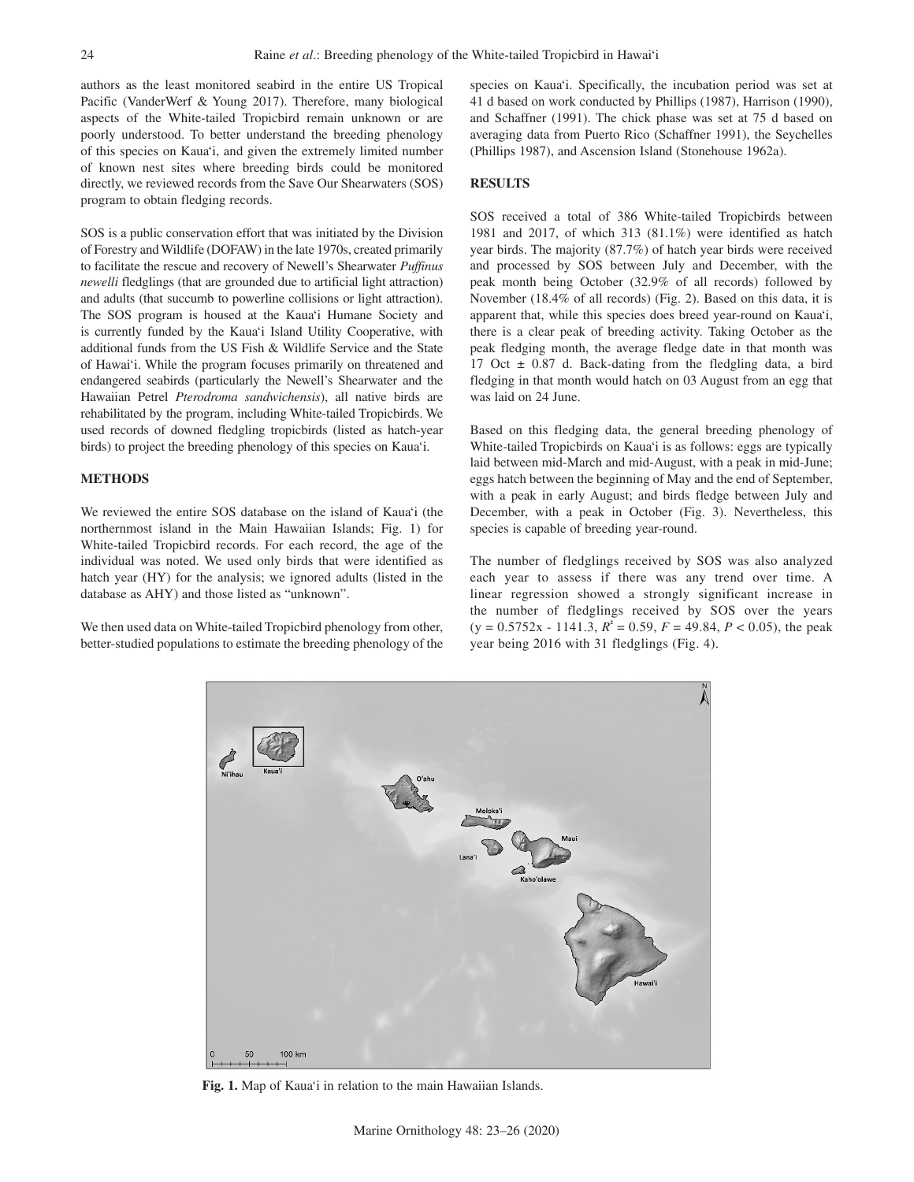authors as the least monitored seabird in the entire US Tropical Pacific (VanderWerf & Young 2017). Therefore, many biological aspects of the White-tailed Tropicbird remain unknown or are poorly understood. To better understand the breeding phenology of this species on Kaua'i, and given the extremely limited number of known nest sites where breeding birds could be monitored directly, we reviewed records from the Save Our Shearwaters (SOS) program to obtain fledging records.

SOS is a public conservation effort that was initiated by the Division of Forestry and Wildlife (DOFAW) in the late 1970s, created primarily to facilitate the rescue and recovery of Newell's Shearwater *Puffinus newelli* fledglings (that are grounded due to artificial light attraction) and adults (that succumb to powerline collisions or light attraction). The SOS program is housed at the Kaua'i Humane Society and is currently funded by the Kaua'i Island Utility Cooperative, with additional funds from the US Fish & Wildlife Service and the State of Hawai'i. While the program focuses primarily on threatened and endangered seabirds (particularly the Newell's Shearwater and the Hawaiian Petrel *Pterodroma sandwichensis*), all native birds are rehabilitated by the program, including White-tailed Tropicbirds. We used records of downed fledgling tropicbirds (listed as hatch-year birds) to project the breeding phenology of this species on Kaua'i.

## METHODS

We reviewed the entire SOS database on the island of Kaua'i (the northernmost island in the Main Hawaiian Islands; Fig. 1) for White-tailed Tropicbird records. For each record, the age of the individual was noted. We used only birds that were identified as hatch year (HY) for the analysis; we ignored adults (listed in the database as AHY) and those listed as "unknown".

We then used data on White-tailed Tropicbird phenology from other, better-studied populations to estimate the breeding phenology of the species on Kaua'i. Specifically, the incubation period was set at 41 d based on work conducted by Phillips (1987), Harrison (1990), and Schaffner (1991). The chick phase was set at 75 d based on averaging data from Puerto Rico (Schaffner 1991), the Seychelles (Phillips 1987), and Ascension Island (Stonehouse 1962a).

## RESULTS

SOS received a total of 386 White-tailed Tropicbirds between 1981 and 2017, of which 313 (81.1%) were identified as hatch year birds. The majority (87.7%) of hatch year birds were received and processed by SOS between July and December, with the peak month being October (32.9% of all records) followed by November (18.4% of all records) (Fig. 2). Based on this data, it is apparent that, while this species does breed year-round on Kaua'i, there is a clear peak of breeding activity. Taking October as the peak fledging month, the average fledge date in that month was 17 Oct ± 0.87 d. Back-dating from the fledgling data, a bird fledging in that month would hatch on 03 August from an egg that was laid on 24 June.

Based on this fledging data, the general breeding phenology of White-tailed Tropicbirds on Kaua'i is as follows: eggs are typically laid between mid-March and mid-August, with a peak in mid-June; eggs hatch between the beginning of May and the end of September, with a peak in early August; and birds fledge between July and December, with a peak in October (Fig. 3). Nevertheless, this species is capable of breeding year-round.

The number of fledglings received by SOS was also analyzed each year to assess if there was any trend over time. A linear regression showed a strongly significant increase in the number of fledglings received by SOS over the years ($y = 0.5752x - 1141.3$, $R^2 = 0.59$, $F = 49.84$, $P < 0.05$), the peak year being 2016 with 31 fledglings (Fig. 4).

**Fig. 1.** Map of Kaua'i in relation to the main Hawaiian Islands.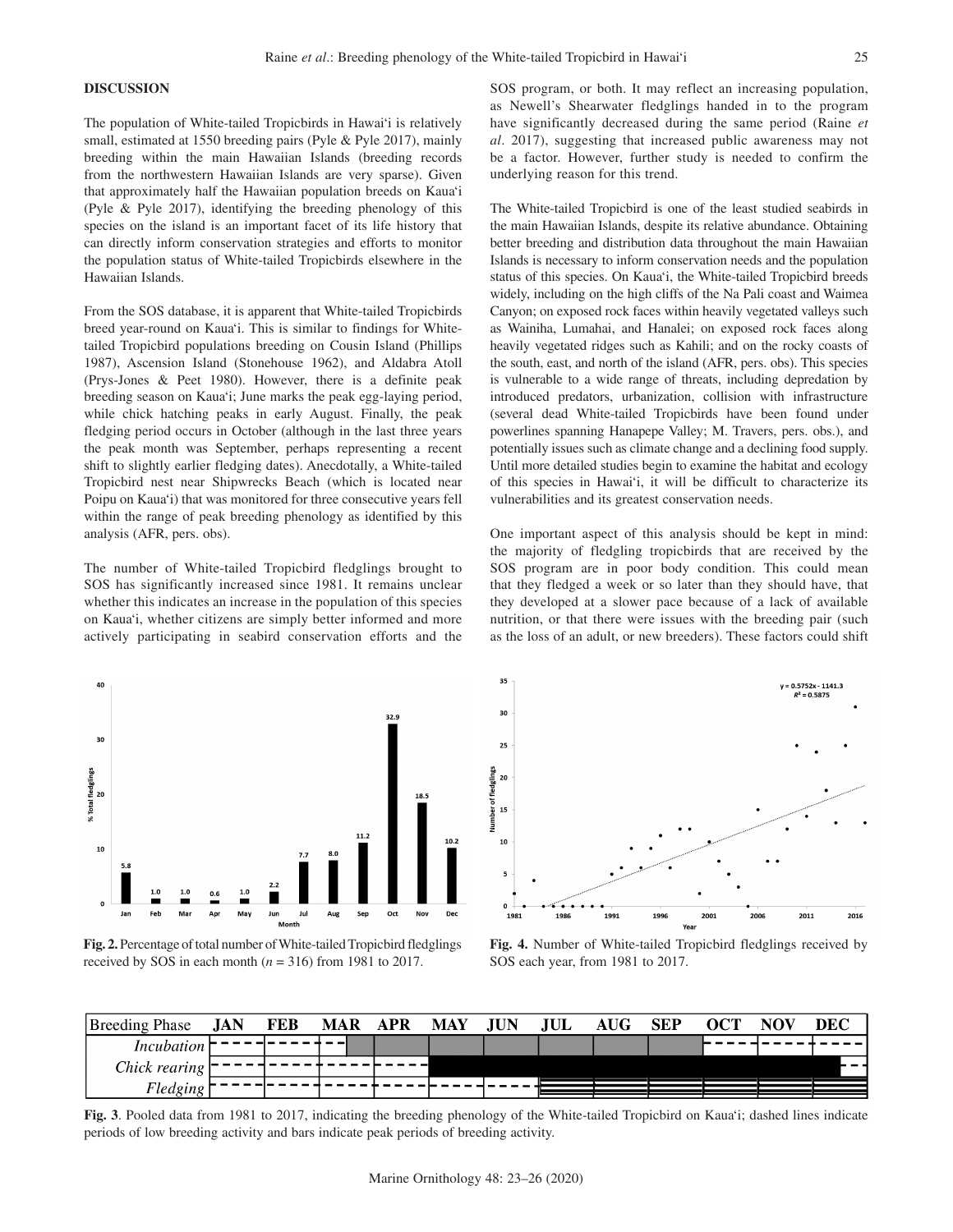## DISCUSSION

The population of White-tailed Tropicbirds in Hawai'i is relatively small, estimated at 1550 breeding pairs (Pyle & Pyle 2017), mainly breeding within the main Hawaiian Islands (breeding records from the northwestern Hawaiian Islands are very sparse). Given that approximately half the Hawaiian population breeds on Kaua'i (Pyle & Pyle 2017), identifying the breeding phenology of this species on the island is an important facet of its life history that can directly inform conservation strategies and efforts to monitor the population status of White-tailed Tropicbirds elsewhere in the Hawaiian Islands.

From the SOS database, it is apparent that White-tailed Tropicbirds breed year-round on Kaua'i. This is similar to findings for White-tailed Tropicbird populations breeding on Cousin Island (Phillips 1987), Ascension Island (Stonehouse 1962), and Aldabra Atoll (Prys-Jones & Peet 1980). However, there is a definite peak breeding season on Kaua'i; June marks the peak egg-laying period, while chick hatching peaks in early August. Finally, the peak fledging period occurs in October (although in the last three years the peak month was September, perhaps representing a recent shift to slightly earlier fledging dates). Anecdotally, a White-tailed Tropicbird nest near Shipwrecks Beach (which is located near Poipu on Kaua'i) that was monitored for three consecutive years fell within the range of peak breeding phenology as identified by this analysis (AFR, pers. obs).

The number of White-tailed Tropicbird fledglings brought to SOS has significantly increased since 1981. It remains unclear whether this indicates an increase in the population of this species on Kaua'i, whether citizens are simply better informed and more actively participating in seabird conservation efforts and the SOS program, or both. It may reflect an increasing population, as Newell's Shearwater fledglings handed in to the program have significantly decreased during the same period (Raine *et al*. 2017), suggesting that increased public awareness may not be a factor. However, further study is needed to confirm the underlying reason for this trend.

The White-tailed Tropicbird is one of the least studied seabirds in the main Hawaiian Islands, despite its relative abundance. Obtaining better breeding and distribution data throughout the main Hawaiian Islands is necessary to inform conservation needs and the population status of this species. On Kaua'i, the White-tailed Tropicbird breeds widely, including on the high cliffs of the Na Pali coast and Waimea Canyon; on exposed rock faces within heavily vegetated valleys such as Wainiha, Lumahai, and Hanalei; on exposed rock faces along heavily vegetated ridges such as Kahili; and on the rocky coasts of the south, east, and north of the island (AFR, pers. obs). This species is vulnerable to a wide range of threats, including depredation by introduced predators, urbanization, collision with infrastructure (several dead White-tailed Tropicbirds have been found under powerlines spanning Hanapepe Valley; M. Travers, pers. obs.), and potentially issues such as climate change and a declining food supply. Until more detailed studies begin to examine the habitat and ecology of this species in Hawai'i, it will be difficult to characterize its vulnerabilities and its greatest conservation needs.

One important aspect of this analysis should be kept in mind: the majority of fledgling tropicbirds that are received by the SOS program are in poor body condition. This could mean that they fledged a week or so later than they should have, that they developed at a slower pace because of a lack of available nutrition, or that there were issues with the breeding pair (such as the loss of an adult, or new breeders). These factors could shift

**Fig. 2.** Percentage of total number of White-tailed Tropicbird fledglings received by SOS in each month ($n$ = 316) from 1981 to 2017.

**Fig. 4.** Number of White-tailed Tropicbird fledglings received by SOS each year, from 1981 to 2017.

**Fig. 3**. Pooled data from 1981 to 2017, indicating the breeding phenology of the White-tailed Tropicbird on Kaua'i; dashed lines indicate periods of low breeding activity and bars indicate peak periods of breeding activity.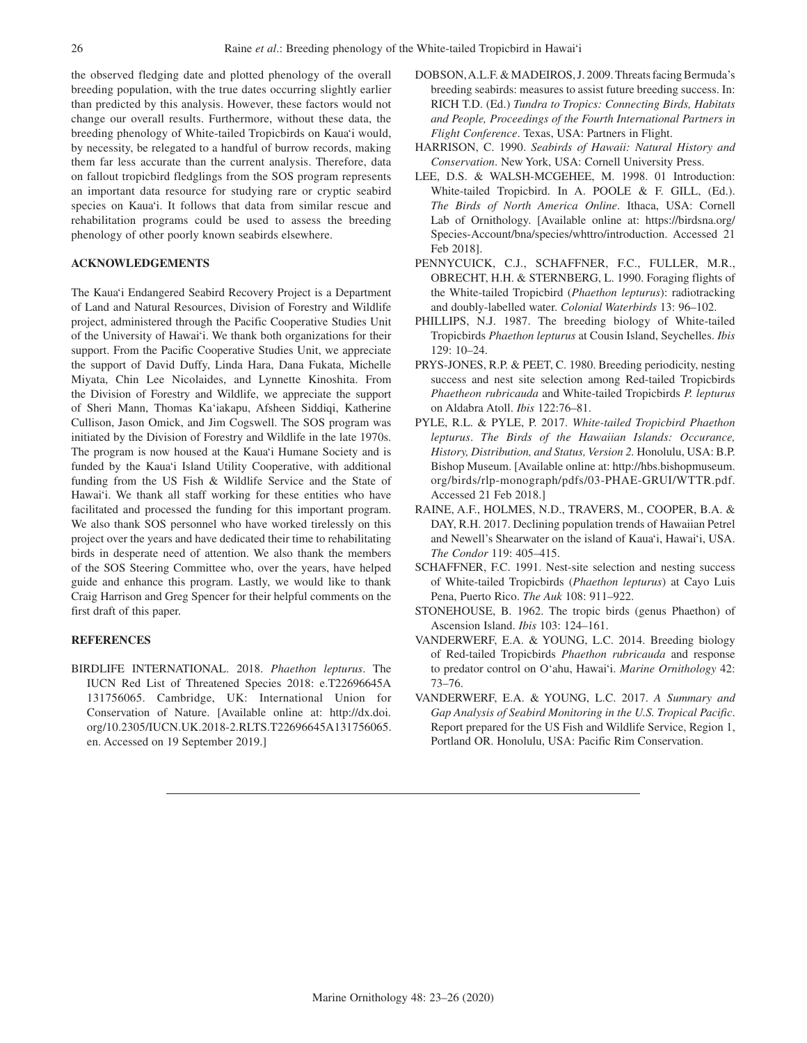the observed fledging date and plotted phenology of the overall breeding population, with the true dates occurring slightly earlier than predicted by this analysis. However, these factors would not change our overall results. Furthermore, without these data, the breeding phenology of White-tailed Tropicbirds on Kaua'i would, by necessity, be relegated to a handful of burrow records, making them far less accurate than the current analysis. Therefore, data on fallout tropicbird fledglings from the SOS program represents an important data resource for studying rare or cryptic seabird species on Kaua'i. It follows that data from similar rescue and rehabilitation programs could be used to assess the breeding phenology of other poorly known seabirds elsewhere.

## ACKNOWLEDGEMENTS

The Kaua'i Endangered Seabird Recovery Project is a Department of Land and Natural Resources, Division of Forestry and Wildlife project, administered through the Pacific Cooperative Studies Unit of the University of Hawai'i. We thank both organizations for their support. From the Pacific Cooperative Studies Unit, we appreciate the support of David Duffy, Linda Hara, Dana Fukata, Michelle Miyata, Chin Lee Nicolaides, and Lynnette Kinoshita. From the Division of Forestry and Wildlife, we appreciate the support of Sheri Mann, Thomas Ka'iakapu, Afsheen Siddiqi, Katherine Cullison, Jason Omick, and Jim Cogswell. The SOS program was initiated by the Division of Forestry and Wildlife in the late 1970s. The program is now housed at the Kaua'i Humane Society and is funded by the Kaua'i Island Utility Cooperative, with additional funding from the US Fish & Wildlife Service and the State of Hawai'i. We thank all staff working for these entities who have facilitated and processed the funding for this important program. We also thank SOS personnel who have worked tirelessly on this project over the years and have dedicated their time to rehabilitating birds in desperate need of attention. We also thank the members of the SOS Steering Committee who, over the years, have helped guide and enhance this program. Lastly, we would like to thank Craig Harrison and Greg Spencer for their helpful comments on the first draft of this paper.

## REFERENCES

BIRDLIFE INTERNATIONAL. 2018. *Phaethon lepturus*. The IUCN Red List of Threatened Species 2018: e.T22696645A131756065. Cambridge, UK: International Union for Conservation of Nature. [Available online at: http://dx.doi.org/10.2305/IUCN.UK.2018-2.RLTS.T22696645A131756065.en. Accessed on 19 September 2019.]

DOBSON, A.L.F. & MADEIROS, J. 2009. Threats facing Bermuda's breeding seabirds: measures to assist future breeding success. In: RICH T.D. (Ed.) *Tundra to Tropics: Connecting Birds, Habitats and People, Proceedings of the Fourth International Partners in Flight Conference*. Texas, USA: Partners in Flight.

HARRISON, C. 1990. *Seabirds of Hawaii: Natural History and Conservation*. New York, USA: Cornell University Press.

LEE, D.S. & WALSH-MCGEHEE, M. 1998. 01 Introduction: White-tailed Tropicbird. In A. POOLE & F. GILL, (Ed.). *The Birds of North America Online*. Ithaca, USA: Cornell Lab of Ornithology. [Available online at: https://birdsna.org/Species-Account/bna/species/whttro/introduction. Accessed 21 Feb 2018].

PENNYCUICK, C.J., SCHAFFNER, F.C., FULLER, M.R., OBRECHT, H.H. & STERNBERG, L. 1990. Foraging flights of the White-tailed Tropicbird (*Phaethon lepturus*): radiotracking and doubly-labelled water. *Colonial Waterbirds* 13: 96–102.

PHILLIPS, N.J. 1987. The breeding biology of White-tailed Tropicbirds *Phaethon lepturus* at Cousin Island, Seychelles. *Ibis* 129: 10–24.

PRYS-JONES, R.P. & PEET, C. 1980. Breeding periodicity, nesting success and nest site selection among Red-tailed Tropicbirds *Phaetheon rubricauda* and White-tailed Tropicbirds *P. lepturus* on Aldabra Atoll. *Ibis* 122:76–81.

PYLE, R.L. & PYLE, P. 2017. *White-tailed Tropicbird Phaethon lepturus*. *The Birds of the Hawaiian Islands: Occurance, History, Distribution, and Status, Version 2.* Honolulu, USA: B.P. Bishop Museum. [Available online at: http://hbs.bishopmuseum.org/birds/rlp-monograph/pdfs/03-PHAE-GRUI/WTTR.pdf. Accessed 21 Feb 2018.]

RAINE, A.F., HOLMES, N.D., TRAVERS, M., COOPER, B.A. & DAY, R.H. 2017. Declining population trends of Hawaiian Petrel and Newell's Shearwater on the island of Kaua'i, Hawai'i, USA. *The Condor* 119: 405–415.

SCHAFFNER, F.C. 1991. Nest-site selection and nesting success of White-tailed Tropicbirds (*Phaethon lepturus*) at Cayo Luis Pena, Puerto Rico. *The Auk* 108: 911–922.

STONEHOUSE, B. 1962. The tropic birds (genus Phaethon) of Ascension Island. *Ibis* 103: 124–161.

VANDERWERF, E.A. & YOUNG, L.C. 2014. Breeding biology of Red-tailed Tropicbirds *Phaethon rubricauda* and response to predator control on O'ahu, Hawai'i. *Marine Ornithology* 42: 73–76.

VANDERWERF, E.A. & YOUNG, L.C. 2017. *A Summary and Gap Analysis of Seabird Monitoring in the U.S. Tropical Pacific*. Report prepared for the US Fish and Wildlife Service, Region 1, Portland OR. Honolulu, USA: Pacific Rim Conservation.